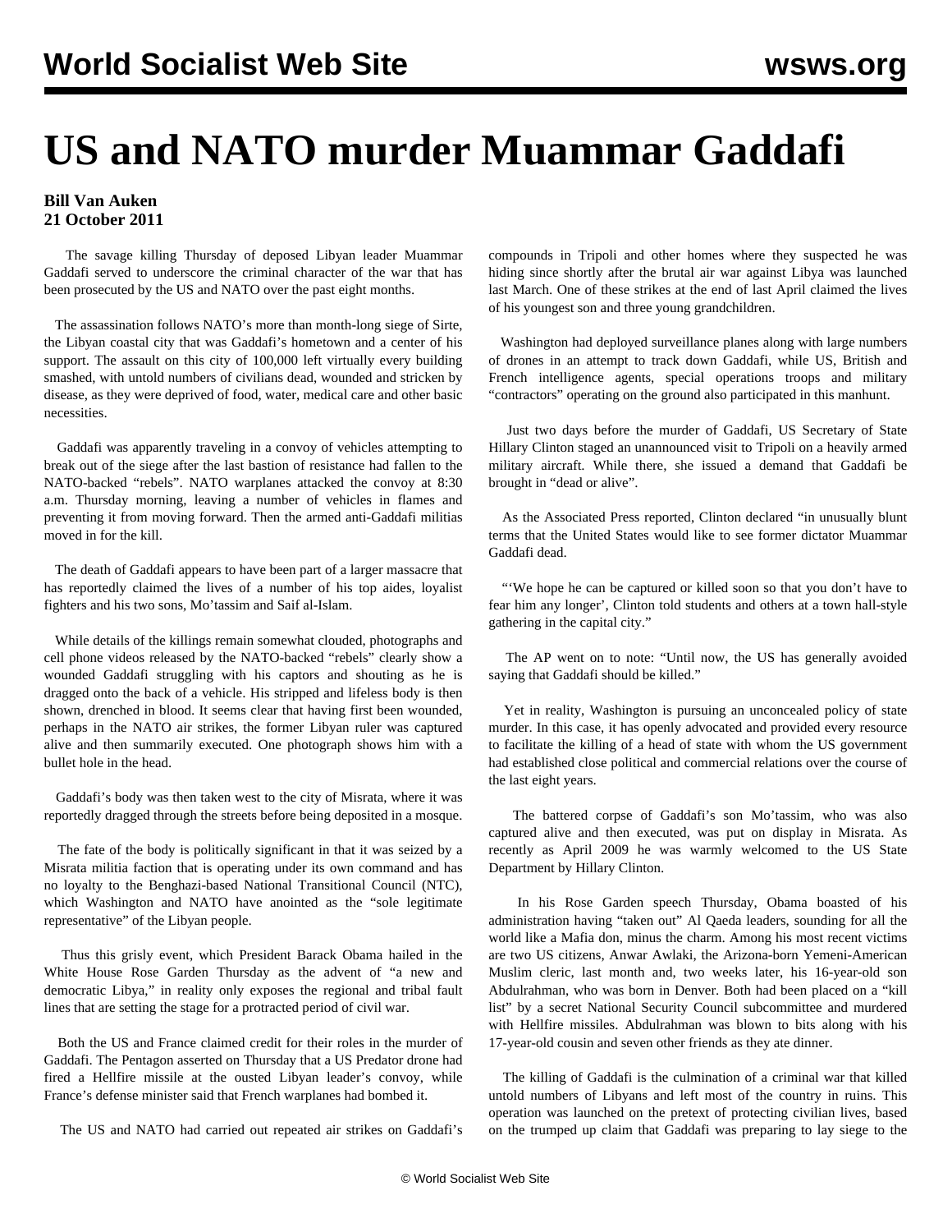# US and NATO murder Muammar Gaddafi

**Bill Van Auken**
**21 October 2011**

The savage killing Thursday of deposed Libyan leader Muammar Gaddafi served to underscore the criminal character of the war that has been prosecuted by the US and NATO over the past eight months.

The assassination follows NATO's more than month-long siege of Sirte, the Libyan coastal city that was Gaddafi's hometown and a center of his support. The assault on this city of 100,000 left virtually every building smashed, with untold numbers of civilians dead, wounded and stricken by disease, as they were deprived of food, water, medical care and other basic necessities.

Gaddafi was apparently traveling in a convoy of vehicles attempting to break out of the siege after the last bastion of resistance had fallen to the NATO-backed "rebels". NATO warplanes attacked the convoy at 8:30 a.m. Thursday morning, leaving a number of vehicles in flames and preventing it from moving forward. Then the armed anti-Gaddafi militias moved in for the kill.

The death of Gaddafi appears to have been part of a larger massacre that has reportedly claimed the lives of a number of his top aides, loyalist fighters and his two sons, Mo'tassim and Saif al-Islam.

While details of the killings remain somewhat clouded, photographs and cell phone videos released by the NATO-backed "rebels" clearly show a wounded Gaddafi struggling with his captors and shouting as he is dragged onto the back of a vehicle. His stripped and lifeless body is then shown, drenched in blood. It seems clear that having first been wounded, perhaps in the NATO air strikes, the former Libyan ruler was captured alive and then summarily executed. One photograph shows him with a bullet hole in the head.

Gaddafi's body was then taken west to the city of Misrata, where it was reportedly dragged through the streets before being deposited in a mosque.

The fate of the body is politically significant in that it was seized by a Misrata militia faction that is operating under its own command and has no loyalty to the Benghazi-based National Transitional Council (NTC), which Washington and NATO have anointed as the "sole legitimate representative" of the Libyan people.

Thus this grisly event, which President Barack Obama hailed in the White House Rose Garden Thursday as the advent of "a new and democratic Libya," in reality only exposes the regional and tribal fault lines that are setting the stage for a protracted period of civil war.

Both the US and France claimed credit for their roles in the murder of Gaddafi. The Pentagon asserted on Thursday that a US Predator drone had fired a Hellfire missile at the ousted Libyan leader's convoy, while France's defense minister said that French warplanes had bombed it.

The US and NATO had carried out repeated air strikes on Gaddafi's compounds in Tripoli and other homes where they suspected he was hiding since shortly after the brutal air war against Libya was launched last March. One of these strikes at the end of last April claimed the lives of his youngest son and three young grandchildren.

Washington had deployed surveillance planes along with large numbers of drones in an attempt to track down Gaddafi, while US, British and French intelligence agents, special operations troops and military "contractors" operating on the ground also participated in this manhunt.

Just two days before the murder of Gaddafi, US Secretary of State Hillary Clinton staged an unannounced visit to Tripoli on a heavily armed military aircraft. While there, she issued a demand that Gaddafi be brought in "dead or alive".

As the Associated Press reported, Clinton declared "in unusually blunt terms that the United States would like to see former dictator Muammar Gaddafi dead.

"'We hope he can be captured or killed soon so that you don't have to fear him any longer', Clinton told students and others at a town hall-style gathering in the capital city."

The AP went on to note: "Until now, the US has generally avoided saying that Gaddafi should be killed."

Yet in reality, Washington is pursuing an unconcealed policy of state murder. In this case, it has openly advocated and provided every resource to facilitate the killing of a head of state with whom the US government had established close political and commercial relations over the course of the last eight years.

The battered corpse of Gaddafi's son Mo'tassim, who was also captured alive and then executed, was put on display in Misrata. As recently as April 2009 he was warmly welcomed to the US State Department by Hillary Clinton.

In his Rose Garden speech Thursday, Obama boasted of his administration having "taken out" Al Qaeda leaders, sounding for all the world like a Mafia don, minus the charm. Among his most recent victims are two US citizens, Anwar Awlaki, the Arizona-born Yemeni-American Muslim cleric, last month and, two weeks later, his 16-year-old son Abdulrahman, who was born in Denver. Both had been placed on a "kill list" by a secret National Security Council subcommittee and murdered with Hellfire missiles. Abdulrahman was blown to bits along with his 17-year-old cousin and seven other friends as they ate dinner.

The killing of Gaddafi is the culmination of a criminal war that killed untold numbers of Libyans and left most of the country in ruins. This operation was launched on the pretext of protecting civilian lives, based on the trumped up claim that Gaddafi was preparing to lay siege to the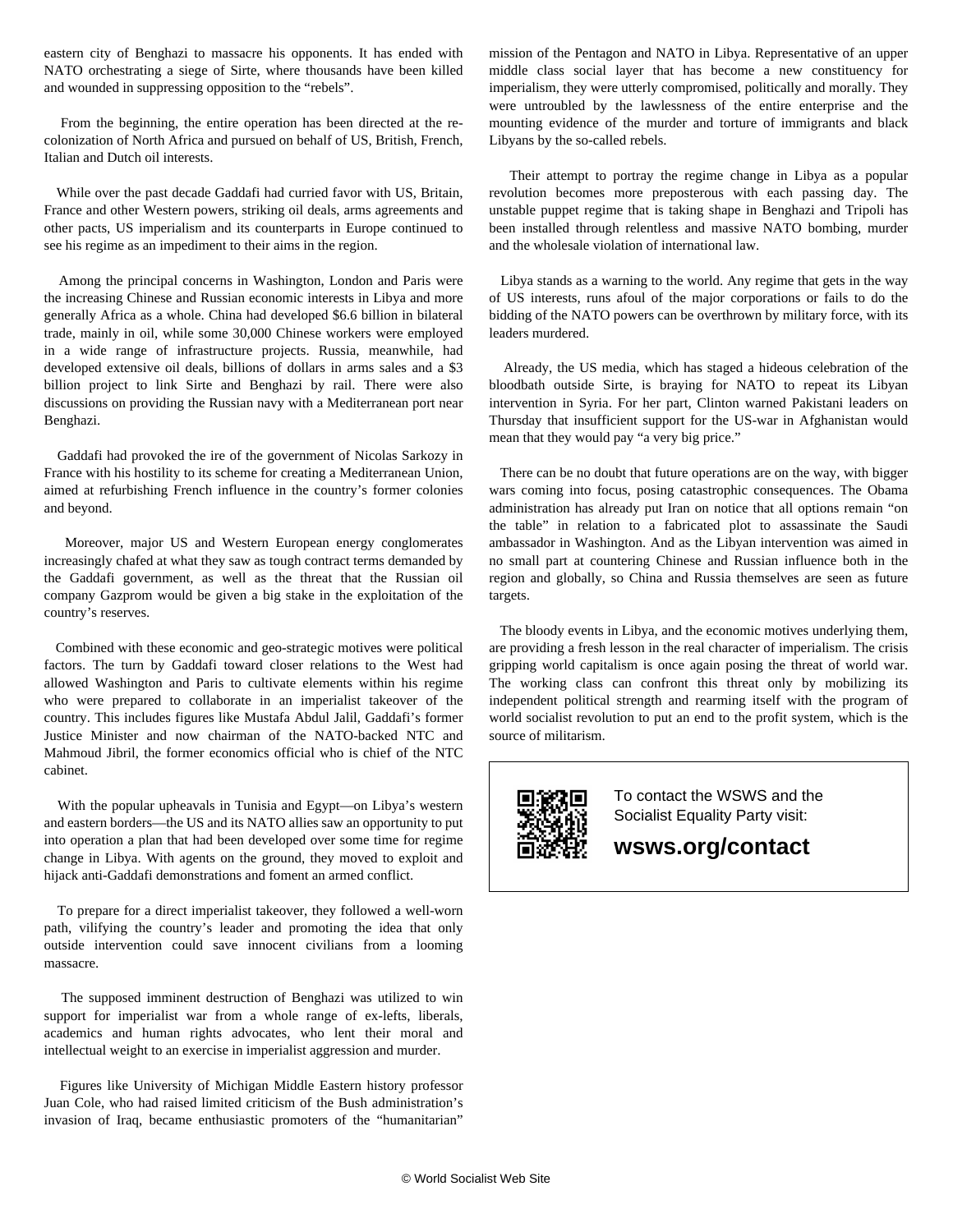eastern city of Benghazi to massacre his opponents. It has ended with NATO orchestrating a siege of Sirte, where thousands have been killed and wounded in suppressing opposition to the "rebels".

From the beginning, the entire operation has been directed at the re-colonization of North Africa and pursued on behalf of US, British, French, Italian and Dutch oil interests.

While over the past decade Gaddafi had curried favor with US, Britain, France and other Western powers, striking oil deals, arms agreements and other pacts, US imperialism and its counterparts in Europe continued to see his regime as an impediment to their aims in the region.

Among the principal concerns in Washington, London and Paris were the increasing Chinese and Russian economic interests in Libya and more generally Africa as a whole. China had developed $6.6 billion in bilateral trade, mainly in oil, while some 30,000 Chinese workers were employed in a wide range of infrastructure projects. Russia, meanwhile, had developed extensive oil deals, billions of dollars in arms sales and a $3 billion project to link Sirte and Benghazi by rail. There were also discussions on providing the Russian navy with a Mediterranean port near Benghazi.

Gaddafi had provoked the ire of the government of Nicolas Sarkozy in France with his hostility to its scheme for creating a Mediterranean Union, aimed at refurbishing French influence in the country's former colonies and beyond.

Moreover, major US and Western European energy conglomerates increasingly chafed at what they saw as tough contract terms demanded by the Gaddafi government, as well as the threat that the Russian oil company Gazprom would be given a big stake in the exploitation of the country's reserves.

Combined with these economic and geo-strategic motives were political factors. The turn by Gaddafi toward closer relations to the West had allowed Washington and Paris to cultivate elements within his regime who were prepared to collaborate in an imperialist takeover of the country. This includes figures like Mustafa Abdul Jalil, Gaddafi's former Justice Minister and now chairman of the NATO-backed NTC and Mahmoud Jibril, the former economics official who is chief of the NTC cabinet.

With the popular upheavals in Tunisia and Egypt—on Libya's western and eastern borders—the US and its NATO allies saw an opportunity to put into operation a plan that had been developed over some time for regime change in Libya. With agents on the ground, they moved to exploit and hijack anti-Gaddafi demonstrations and foment an armed conflict.

To prepare for a direct imperialist takeover, they followed a well-worn path, vilifying the country's leader and promoting the idea that only outside intervention could save innocent civilians from a looming massacre.

The supposed imminent destruction of Benghazi was utilized to win support for imperialist war from a whole range of ex-lefts, liberals, academics and human rights advocates, who lent their moral and intellectual weight to an exercise in imperialist aggression and murder.

Figures like University of Michigan Middle Eastern history professor Juan Cole, who had raised limited criticism of the Bush administration's invasion of Iraq, became enthusiastic promoters of the "humanitarian" mission of the Pentagon and NATO in Libya. Representative of an upper middle class social layer that has become a new constituency for imperialism, they were utterly compromised, politically and morally. They were untroubled by the lawlessness of the entire enterprise and the mounting evidence of the murder and torture of immigrants and black Libyans by the so-called rebels.

Their attempt to portray the regime change in Libya as a popular revolution becomes more preposterous with each passing day. The unstable puppet regime that is taking shape in Benghazi and Tripoli has been installed through relentless and massive NATO bombing, murder and the wholesale violation of international law.

Libya stands as a warning to the world. Any regime that gets in the way of US interests, runs afoul of the major corporations or fails to do the bidding of the NATO powers can be overthrown by military force, with its leaders murdered.

Already, the US media, which has staged a hideous celebration of the bloodbath outside Sirte, is braying for NATO to repeat its Libyan intervention in Syria. For her part, Clinton warned Pakistani leaders on Thursday that insufficient support for the US-war in Afghanistan would mean that they would pay "a very big price."

There can be no doubt that future operations are on the way, with bigger wars coming into focus, posing catastrophic consequences. The Obama administration has already put Iran on notice that all options remain "on the table" in relation to a fabricated plot to assassinate the Saudi ambassador in Washington. And as the Libyan intervention was aimed in no small part at countering Chinese and Russian influence both in the region and globally, so China and Russia themselves are seen as future targets.

The bloody events in Libya, and the economic motives underlying them, are providing a fresh lesson in the real character of imperialism. The crisis gripping world capitalism is once again posing the threat of world war. The working class can confront this threat only by mobilizing its independent political strength and rearming itself with the program of world socialist revolution to put an end to the profit system, which is the source of militarism.

To contact the WSWS and the Socialist Equality Party visit:

**wsws.org/contact**